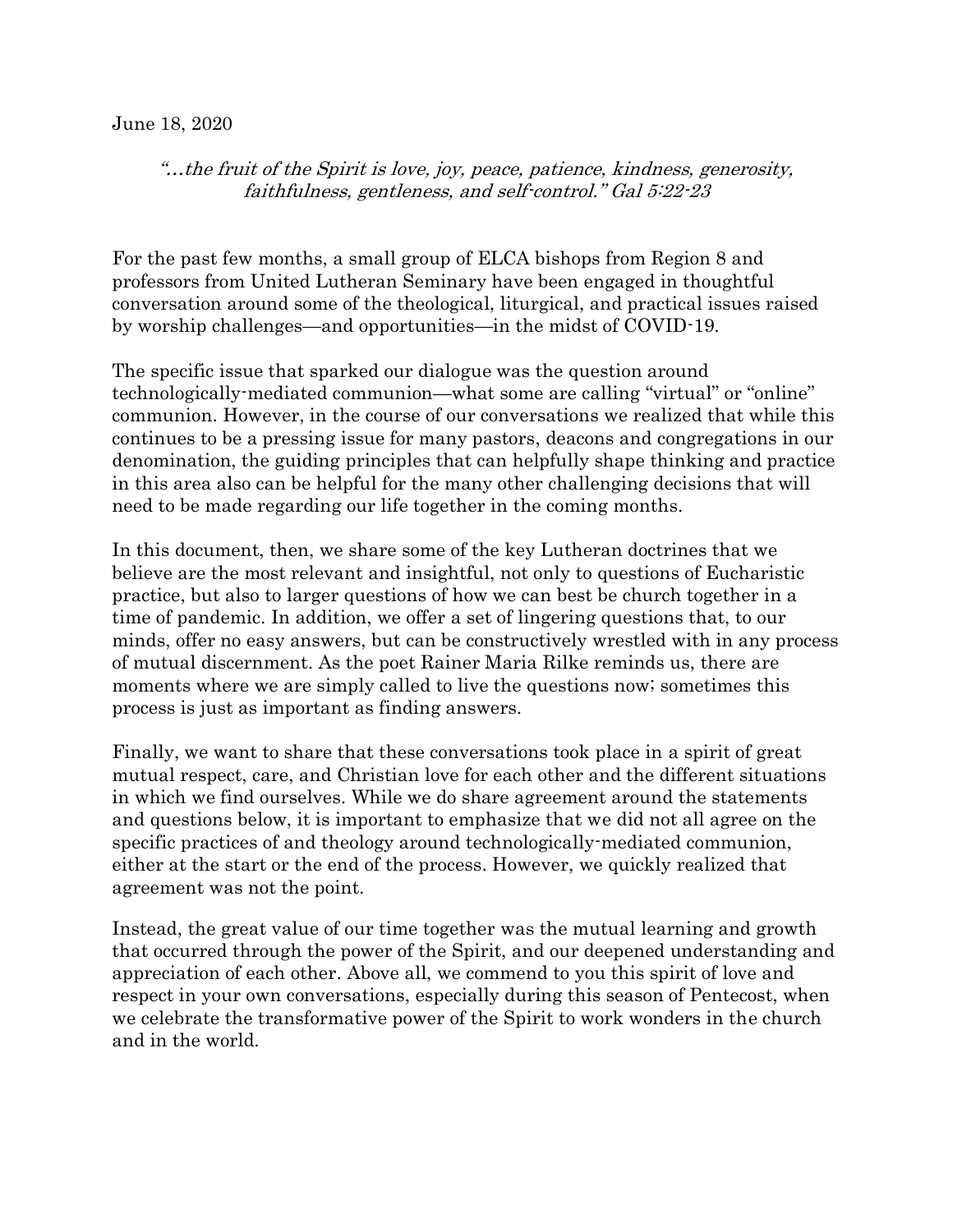June 18, 2020

*"…the fruit of the Spirit is love, joy, peace, patience, kindness, generosity, faithfulness, gentleness, and self-control." Gal 5:22-23*

For the past few months, a small group of ELCA bishops from Region 8 and professors from United Lutheran Seminary have been engaged in thoughtful conversation around some of the theological, liturgical, and practical issues raised by worship challenges—and opportunities—in the midst of COVID-19.

The specific issue that sparked our dialogue was the question around technologically-mediated communion—what some are calling "virtual" or "online" communion. However, in the course of our conversations we realized that while this continues to be a pressing issue for many pastors, deacons and congregations in our denomination, the guiding principles that can helpfully shape thinking and practice in this area also can be helpful for the many other challenging decisions that will need to be made regarding our life together in the coming months.

In this document, then, we share some of the key Lutheran doctrines that we believe are the most relevant and insightful, not only to questions of Eucharistic practice, but also to larger questions of how we can best be church together in a time of pandemic. In addition, we offer a set of lingering questions that, to our minds, offer no easy answers, but can be constructively wrestled with in any process of mutual discernment. As the poet Rainer Maria Rilke reminds us, there are moments where we are simply called to live the questions now; sometimes this process is just as important as finding answers.

Finally, we want to share that these conversations took place in a spirit of great mutual respect, care, and Christian love for each other and the different situations in which we find ourselves. While we do share agreement around the statements and questions below, it is important to emphasize that we did not all agree on the specific practices of and theology around technologically-mediated communion, either at the start or the end of the process. However, we quickly realized that agreement was not the point.

Instead, the great value of our time together was the mutual learning and growth that occurred through the power of the Spirit, and our deepened understanding and appreciation of each other. Above all, we commend to you this spirit of love and respect in your own conversations, especially during this season of Pentecost, when we celebrate the transformative power of the Spirit to work wonders in the church and in the world.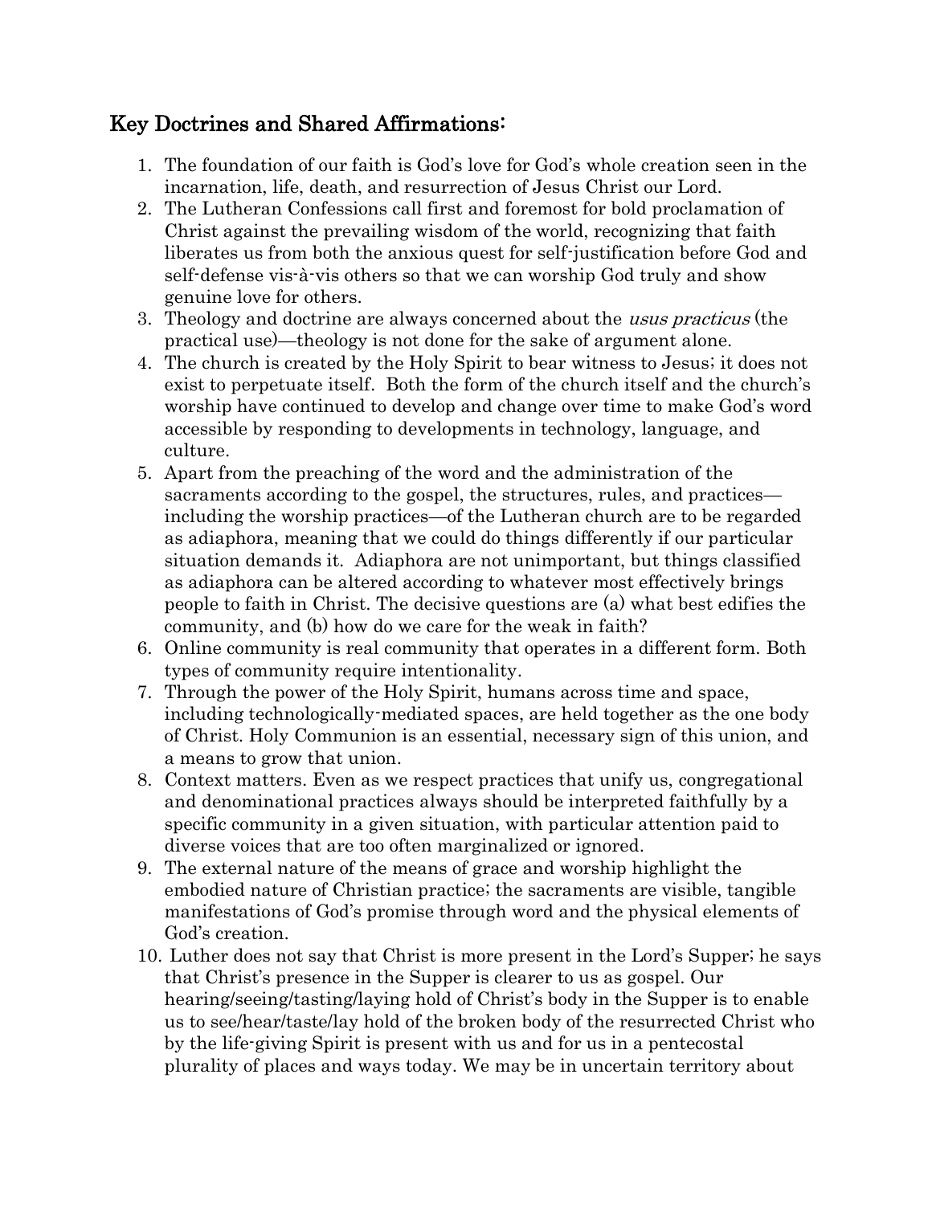## Key Doctrines and Shared Affirmations:

1. The foundation of our faith is God's love for God's whole creation seen in the incarnation, life, death, and resurrection of Jesus Christ our Lord.
2. The Lutheran Confessions call first and foremost for bold proclamation of Christ against the prevailing wisdom of the world, recognizing that faith liberates us from both the anxious quest for self-justification before God and self-defense vis-à-vis others so that we can worship God truly and show genuine love for others.
3. Theology and doctrine are always concerned about the *usus practicus* (the practical use)—theology is not done for the sake of argument alone.
4. The church is created by the Holy Spirit to bear witness to Jesus; it does not exist to perpetuate itself. Both the form of the church itself and the church's worship have continued to develop and change over time to make God's word accessible by responding to developments in technology, language, and culture.
5. Apart from the preaching of the word and the administration of the sacraments according to the gospel, the structures, rules, and practices—including the worship practices—of the Lutheran church are to be regarded as adiaphora, meaning that we could do things differently if our particular situation demands it. Adiaphora are not unimportant, but things classified as adiaphora can be altered according to whatever most effectively brings people to faith in Christ. The decisive questions are (a) what best edifies the community, and (b) how do we care for the weak in faith?
6. Online community is real community that operates in a different form. Both types of community require intentionality.
7. Through the power of the Holy Spirit, humans across time and space, including technologically-mediated spaces, are held together as the one body of Christ. Holy Communion is an essential, necessary sign of this union, and a means to grow that union.
8. Context matters. Even as we respect practices that unify us, congregational and denominational practices always should be interpreted faithfully by a specific community in a given situation, with particular attention paid to diverse voices that are too often marginalized or ignored.
9. The external nature of the means of grace and worship highlight the embodied nature of Christian practice; the sacraments are visible, tangible manifestations of God's promise through word and the physical elements of God's creation.
10. Luther does not say that Christ is more present in the Lord's Supper; he says that Christ's presence in the Supper is clearer to us as gospel. Our hearing/seeing/tasting/laying hold of Christ's body in the Supper is to enable us to see/hear/taste/lay hold of the broken body of the resurrected Christ who by the life-giving Spirit is present with us and for us in a pentecostal plurality of places and ways today. We may be in uncertain territory about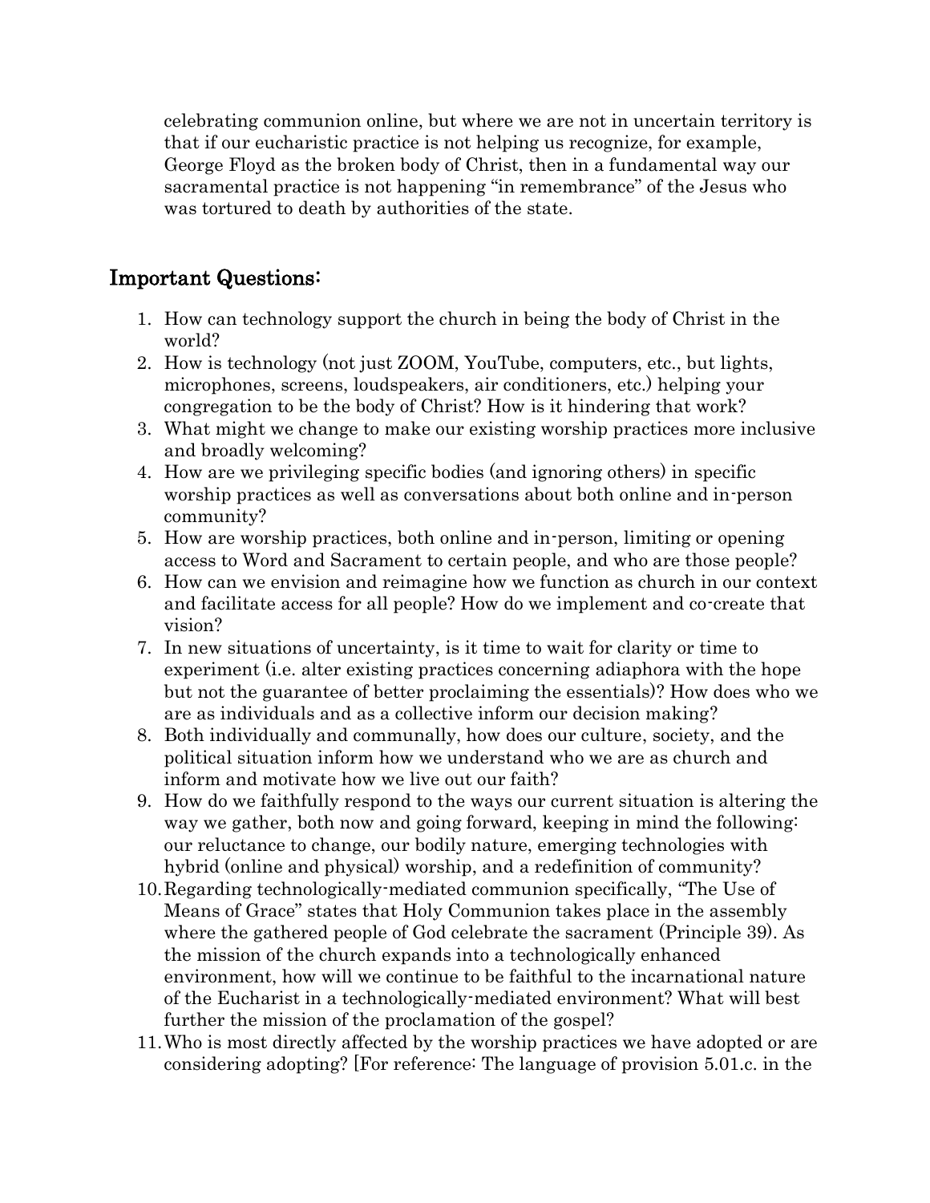celebrating communion online, but where we are not in uncertain territory is that if our eucharistic practice is not helping us recognize, for example, George Floyd as the broken body of Christ, then in a fundamental way our sacramental practice is not happening "in remembrance" of the Jesus who was tortured to death by authorities of the state.

## Important Questions:

1. How can technology support the church in being the body of Christ in the world?
2. How is technology (not just ZOOM, YouTube, computers, etc., but lights, microphones, screens, loudspeakers, air conditioners, etc.) helping your congregation to be the body of Christ? How is it hindering that work?
3. What might we change to make our existing worship practices more inclusive and broadly welcoming?
4. How are we privileging specific bodies (and ignoring others) in specific worship practices as well as conversations about both online and in-person community?
5. How are worship practices, both online and in-person, limiting or opening access to Word and Sacrament to certain people, and who are those people?
6. How can we envision and reimagine how we function as church in our context and facilitate access for all people? How do we implement and co-create that vision?
7. In new situations of uncertainty, is it time to wait for clarity or time to experiment (i.e. alter existing practices concerning adiaphora with the hope but not the guarantee of better proclaiming the essentials)? How does who we are as individuals and as a collective inform our decision making?
8. Both individually and communally, how does our culture, society, and the political situation inform how we understand who we are as church and inform and motivate how we live out our faith?
9. How do we faithfully respond to the ways our current situation is altering the way we gather, both now and going forward, keeping in mind the following: our reluctance to change, our bodily nature, emerging technologies with hybrid (online and physical) worship, and a redefinition of community?
10. Regarding technologically-mediated communion specifically, "The Use of Means of Grace" states that Holy Communion takes place in the assembly where the gathered people of God celebrate the sacrament (Principle 39). As the mission of the church expands into a technologically enhanced environment, how will we continue to be faithful to the incarnational nature of the Eucharist in a technologically-mediated environment? What will best further the mission of the proclamation of the gospel?
11. Who is most directly affected by the worship practices we have adopted or are considering adopting? [For reference: The language of provision 5.01.c. in the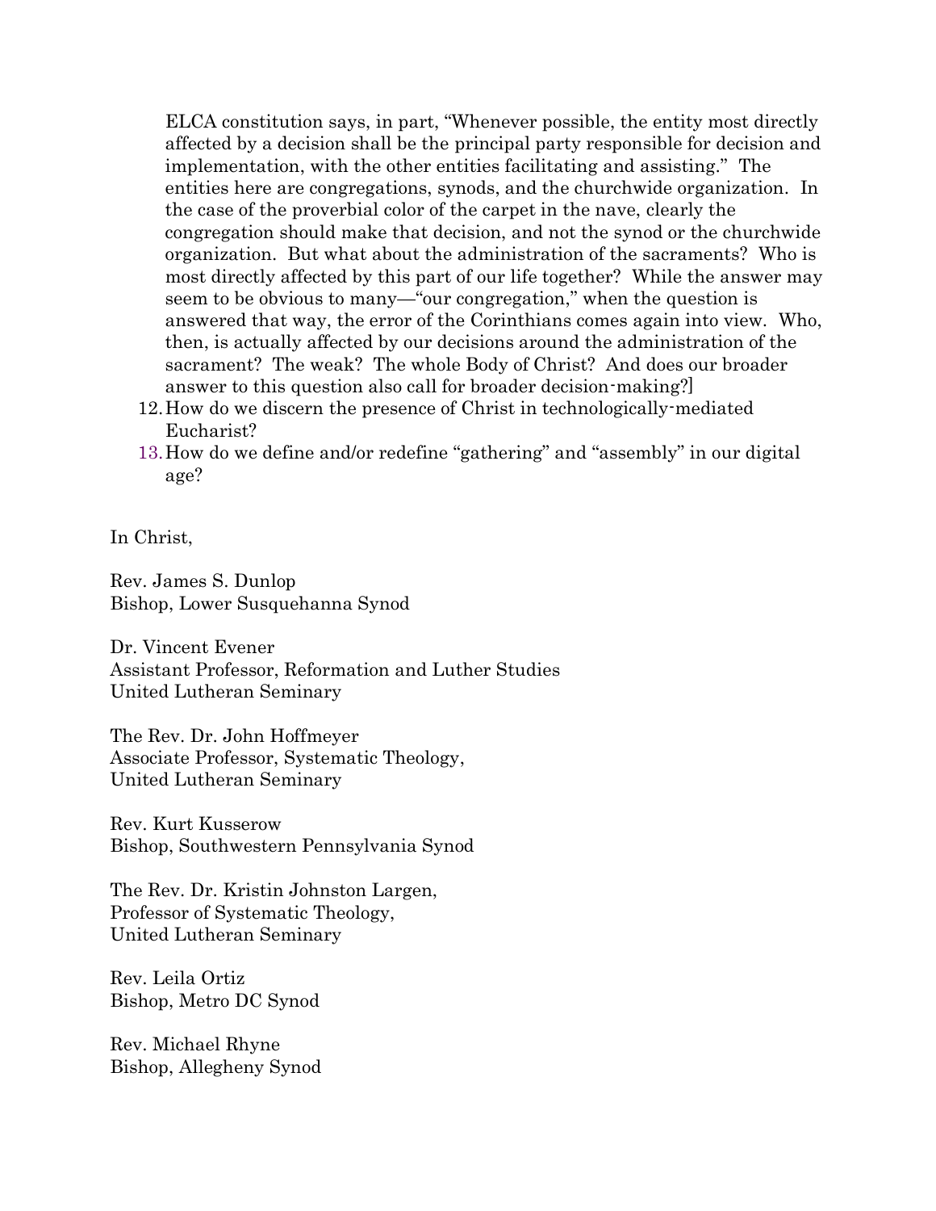ELCA constitution says, in part, "Whenever possible, the entity most directly affected by a decision shall be the principal party responsible for decision and implementation, with the other entities facilitating and assisting." The entities here are congregations, synods, and the churchwide organization. In the case of the proverbial color of the carpet in the nave, clearly the congregation should make that decision, and not the synod or the churchwide organization. But what about the administration of the sacraments? Who is most directly affected by this part of our life together? While the answer may seem to be obvious to many—"our congregation," when the question is answered that way, the error of the Corinthians comes again into view. Who, then, is actually affected by our decisions around the administration of the sacrament? The weak? The whole Body of Christ? And does our broader answer to this question also call for broader decision-making?]

12. How do we discern the presence of Christ in technologically-mediated Eucharist?
13. How do we define and/or redefine "gathering" and "assembly" in our digital age?

In Christ,

Rev. James S. Dunlop
Bishop, Lower Susquehanna Synod

Dr. Vincent Evener
Assistant Professor, Reformation and Luther Studies
United Lutheran Seminary

The Rev. Dr. John Hoffmeyer
Associate Professor, Systematic Theology,
United Lutheran Seminary

Rev. Kurt Kusserow
Bishop, Southwestern Pennsylvania Synod

The Rev. Dr. Kristin Johnston Largen,
Professor of Systematic Theology,
United Lutheran Seminary

Rev. Leila Ortiz
Bishop, Metro DC Synod

Rev. Michael Rhyne
Bishop, Allegheny Synod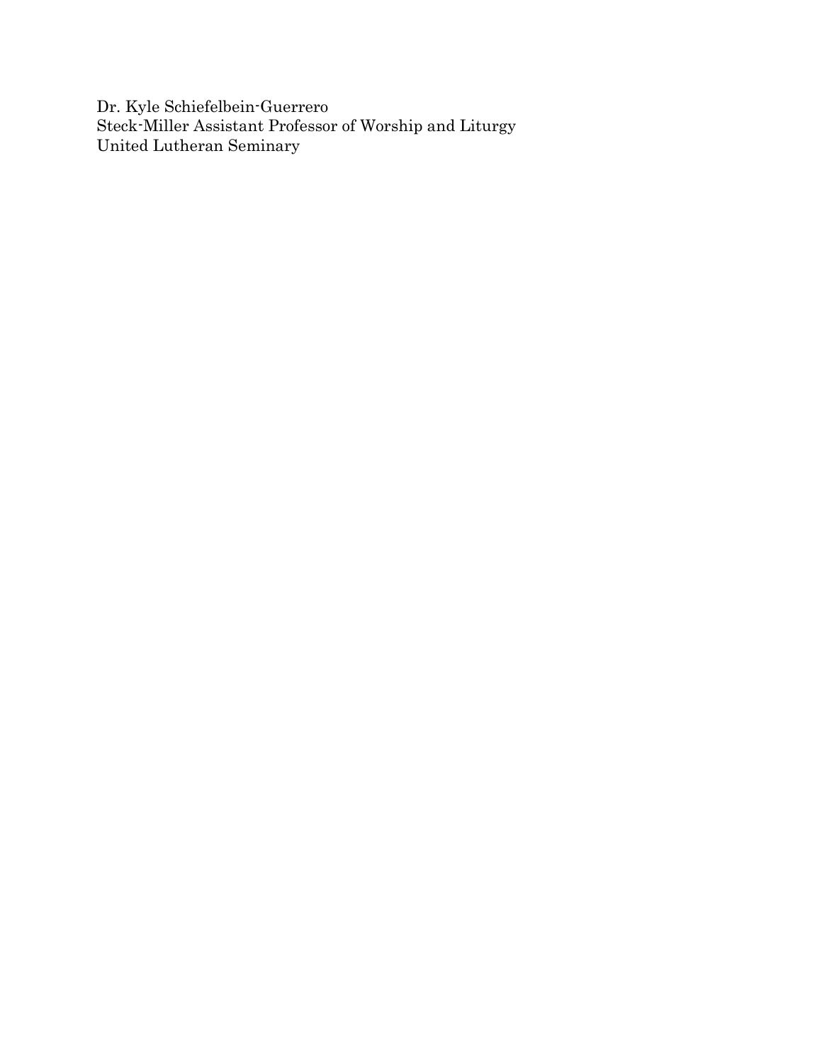Dr. Kyle Schiefelbein-Guerrero
Steck-Miller Assistant Professor of Worship and Liturgy
United Lutheran Seminary